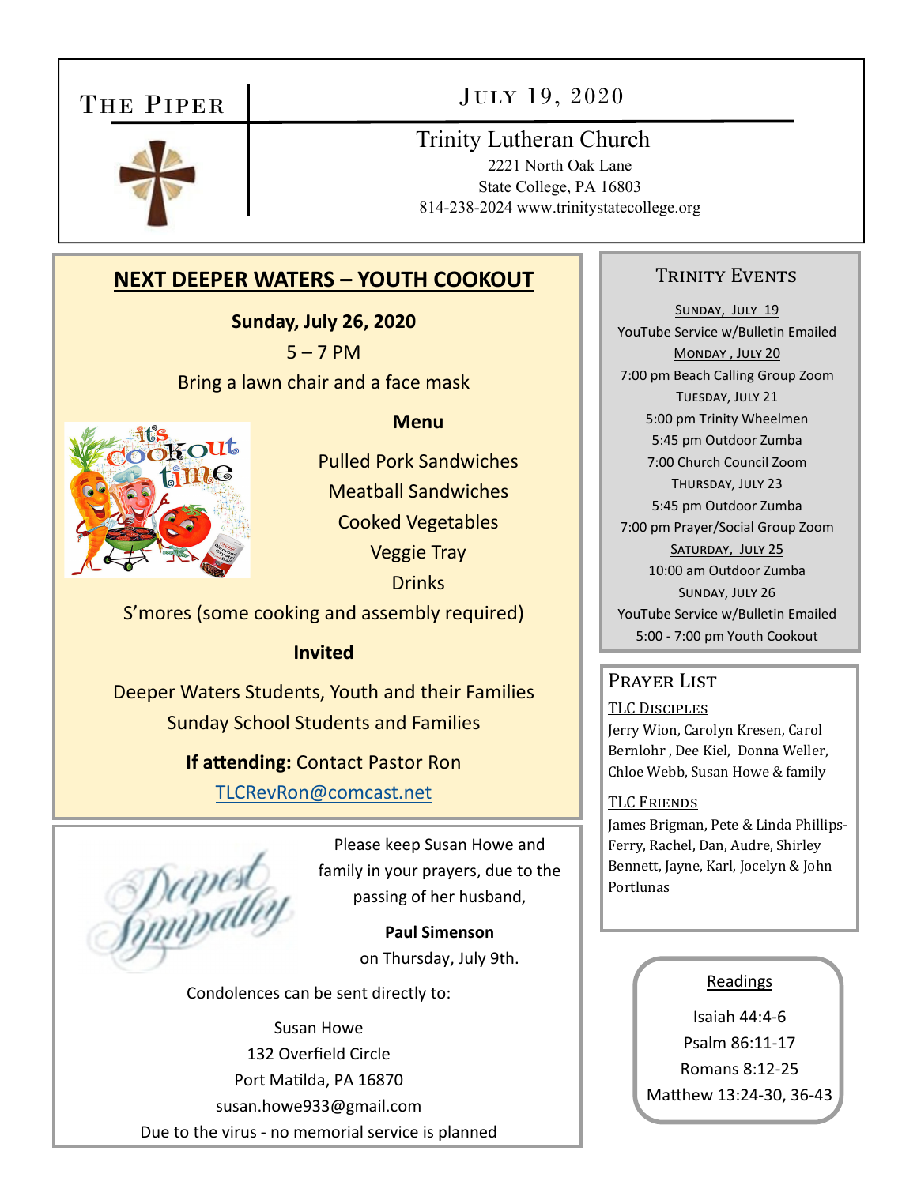# THE PIPER

## JULY 19, 2020

### Trinity Lutheran Church

2221 North Oak Lane
State College, PA 16803
814-238-2024 www.trinitystatecollege.org

## NEXT DEEPER WATERS – YOUTH COOKOUT

**Sunday, July 26, 2020**

5 – 7 PM

Bring a lawn chair and a face mask

**Menu**

Pulled Pork Sandwiches
Meatball Sandwiches
Cooked Vegetables
Veggie Tray
Drinks
S'mores (some cooking and assembly required)

**Invited**

Deeper Waters Students, Youth and their Families
Sunday School Students and Families

**If attending:** Contact Pastor Ron
TLCRevRon@comcast.net

Deepest Sympathy

Please keep Susan Howe and family in your prayers, due to the passing of her husband,

**Paul Simenson**

on Thursday, July 9th.

Condolences can be sent directly to:

Susan Howe
132 Overfield Circle
Port Matilda, PA 16870
susan.howe933@gmail.com

Due to the virus - no memorial service is planned

## TRINITY EVENTS

SUNDAY, JULY 19
YouTube Service w/Bulletin Emailed

MONDAY, JULY 20
7:00 pm Beach Calling Group Zoom

TUESDAY, JULY 21
5:00 pm Trinity Wheelmen
5:45 pm Outdoor Zumba
7:00 Church Council Zoom

THURSDAY, JULY 23
5:45 pm Outdoor Zumba
7:00 pm Prayer/Social Group Zoom

SATURDAY, JULY 25
10:00 am Outdoor Zumba

SUNDAY, JULY 26
YouTube Service w/Bulletin Emailed
5:00 - 7:00 pm Youth Cookout

## PRAYER LIST

TLC DISCIPLES

Jerry Wion, Carolyn Kresen, Carol Bernlohr, Dee Kiel, Donna Weller, Chloe Webb, Susan Howe & family

TLC FRIENDS

James Brigman, Pete & Linda Phillips-Ferry, Rachel, Dan, Audre, Shirley Bennett, Jayne, Karl, Jocelyn & John Portlunas

## Readings

Isaiah 44:4-6
Psalm 86:11-17
Romans 8:12-25
Matthew 13:24-30, 36-43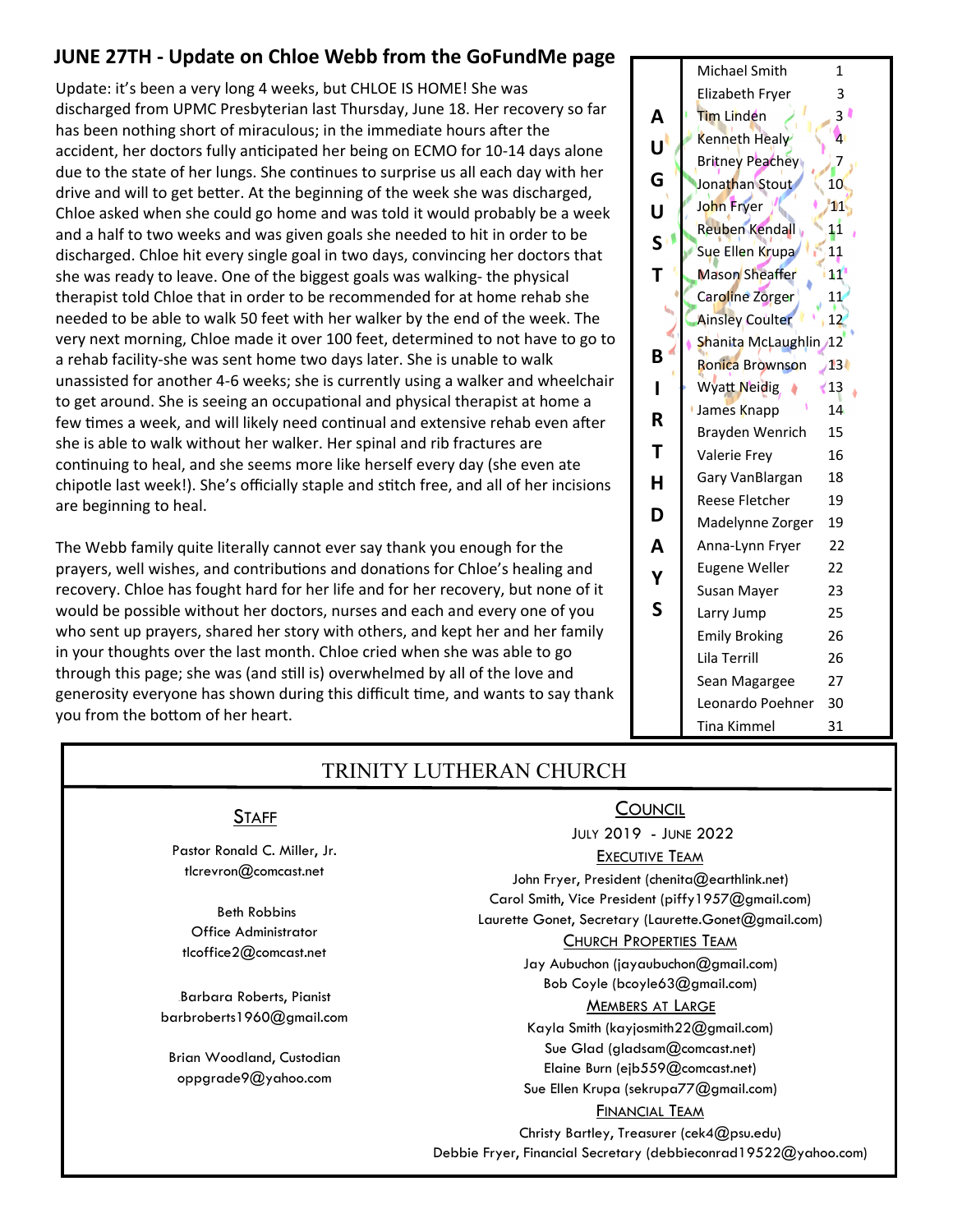## JUNE 27TH - Update on Chloe Webb from the GoFundMe page

Update: it's been a very long 4 weeks, but CHLOE IS HOME! She was discharged from UPMC Presbyterian last Thursday, June 18. Her recovery so far has been nothing short of miraculous; in the immediate hours after the accident, her doctors fully anticipated her being on ECMO for 10-14 days alone due to the state of her lungs. She continues to surprise us all each day with her drive and will to get better. At the beginning of the week she was discharged, Chloe asked when she could go home and was told it would probably be a week and a half to two weeks and was given goals she needed to hit in order to be discharged. Chloe hit every single goal in two days, convincing her doctors that she was ready to leave. One of the biggest goals was walking- the physical therapist told Chloe that in order to be recommended for at home rehab she needed to be able to walk 50 feet with her walker by the end of the week. The very next morning, Chloe made it over 100 feet, determined to not have to go to a rehab facility-she was sent home two days later. She is unable to walk unassisted for another 4-6 weeks; she is currently using a walker and wheelchair to get around. She is seeing an occupational and physical therapist at home a few times a week, and will likely need continual and extensive rehab even after she is able to walk without her walker. Her spinal and rib fractures are continuing to heal, and she seems more like herself every day (she even ate chipotle last week!). She's officially staple and stitch free, and all of her incisions are beginning to heal.

The Webb family quite literally cannot ever say thank you enough for the prayers, well wishes, and contributions and donations for Chloe's healing and recovery. Chloe has fought hard for her life and for her recovery, but none of it would be possible without her doctors, nurses and each and every one of you who sent up prayers, shared her story with others, and kept her and her family in your thoughts over the last month. Chloe cried when she was able to go through this page; she was (and still is) overwhelmed by all of the love and generosity everyone has shown during this difficult time, and wants to say thank you from the bottom of her heart.

## AUGUST BIRTHDAYS

| | |
|---|---|
| Michael Smith | 1 |
| Elizabeth Fryer | 3 |
| Tim Linden | 3 |
| Kenneth Healy | 4 |
| Britney Peachey | 7 |
| Jonathan Stout | 10 |
| John Fryer | 11 |
| Reuben Kendall | 11 |
| Sue Ellen Krupa | 11 |
| Mason Sheaffer | 11 |
| Caroline Zorger | 11 |
| Ainsley Coulter | 12 |
| Shanita McLaughlin | 12 |
| Ronica Brownson | 13 |
| Wyatt Neidig | 13 |
| James Knapp | 14 |
| Brayden Wenrich | 15 |
| Valerie Frey | 16 |
| Gary VanBlargan | 18 |
| Reese Fletcher | 19 |
| Madelynne Zorger | 19 |
| Anna-Lynn Fryer | 22 |
| Eugene Weller | 22 |
| Susan Mayer | 23 |
| Larry Jump | 25 |
| Emily Broking | 26 |
| Lila Terrill | 26 |
| Sean Magargee | 27 |
| Leonardo Poehner | 30 |
| Tina Kimmel | 31 |

## TRINITY LUTHERAN CHURCH

### STAFF

Pastor Ronald C. Miller, Jr.
tlcrevron@comcast.net

Beth Robbins
Office Administrator
tlcoffice2@comcast.net

Barbara Roberts, Pianist
barbroberts1960@gmail.com

Brian Woodland, Custodian
oppgrade9@yahoo.com

### COUNCIL

JULY 2019 - JUNE 2022

**EXECUTIVE TEAM**

John Fryer, President (chenita@earthlink.net)
Carol Smith, Vice President (piffy1957@gmail.com)
Laurette Gonet, Secretary (Laurette.Gonet@gmail.com)

**CHURCH PROPERTIES TEAM**

Jay Aubuchon (jayaubuchon@gmail.com)
Bob Coyle (bcoyle63@gmail.com)

**MEMBERS AT LARGE**

Kayla Smith (kayjosmith22@gmail.com)
Sue Glad (gladsam@comcast.net)
Elaine Burn (ejb559@comcast.net)
Sue Ellen Krupa (sekrupa77@gmail.com)

**FINANCIAL TEAM**

Christy Bartley, Treasurer (cek4@psu.edu)
Debbie Fryer, Financial Secretary (debbieconrad19522@yahoo.com)